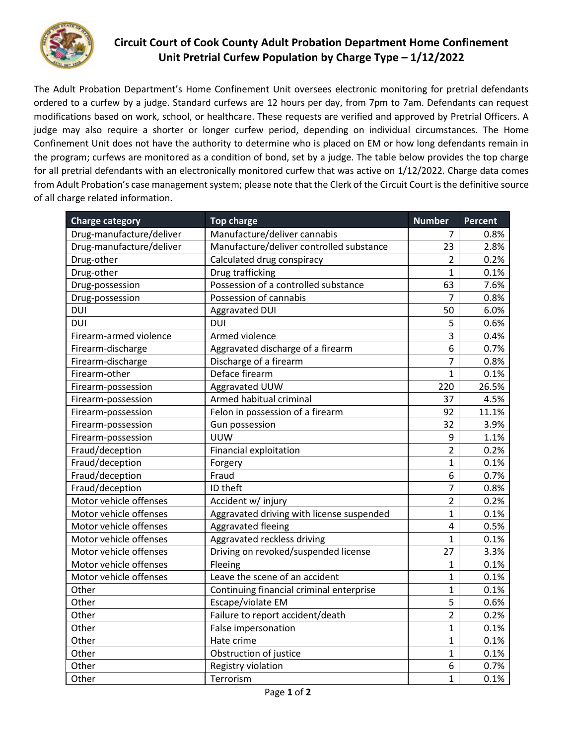## Circuit Court of Cook County Adult Probation Department Home Confinement Unit Pretrial Curfew Population by Charge Type – 1/12/2022

The Adult Probation Department's Home Confinement Unit oversees electronic monitoring for pretrial defendants ordered to a curfew by a judge. Standard curfews are 12 hours per day, from 7pm to 7am. Defendants can request modifications based on work, school, or healthcare. These requests are verified and approved by Pretrial Officers. A judge may also require a shorter or longer curfew period, depending on individual circumstances. The Home Confinement Unit does not have the authority to determine who is placed on EM or how long defendants remain in the program; curfews are monitored as a condition of bond, set by a judge. The table below provides the top charge for all pretrial defendants with an electronically monitored curfew that was active on 1/12/2022. Charge data comes from Adult Probation's case management system; please note that the Clerk of the Circuit Court is the definitive source of all charge related information.

| Charge category | Top charge | Number | Percent |
|---|---|---|---|
| Drug-manufacture/deliver | Manufacture/deliver cannabis | 7 | 0.8% |
| Drug-manufacture/deliver | Manufacture/deliver controlled substance | 23 | 2.8% |
| Drug-other | Calculated drug conspiracy | 2 | 0.2% |
| Drug-other | Drug trafficking | 1 | 0.1% |
| Drug-possession | Possession of a controlled substance | 63 | 7.6% |
| Drug-possession | Possession of cannabis | 7 | 0.8% |
| DUI | Aggravated DUI | 50 | 6.0% |
| DUI | DUI | 5 | 0.6% |
| Firearm-armed violence | Armed violence | 3 | 0.4% |
| Firearm-discharge | Aggravated discharge of a firearm | 6 | 0.7% |
| Firearm-discharge | Discharge of a firearm | 7 | 0.8% |
| Firearm-other | Deface firearm | 1 | 0.1% |
| Firearm-possession | Aggravated UUW | 220 | 26.5% |
| Firearm-possession | Armed habitual criminal | 37 | 4.5% |
| Firearm-possession | Felon in possession of a firearm | 92 | 11.1% |
| Firearm-possession | Gun possession | 32 | 3.9% |
| Firearm-possession | UUW | 9 | 1.1% |
| Fraud/deception | Financial exploitation | 2 | 0.2% |
| Fraud/deception | Forgery | 1 | 0.1% |
| Fraud/deception | Fraud | 6 | 0.7% |
| Fraud/deception | ID theft | 7 | 0.8% |
| Motor vehicle offenses | Accident w/ injury | 2 | 0.2% |
| Motor vehicle offenses | Aggravated driving with license suspended | 1 | 0.1% |
| Motor vehicle offenses | Aggravated fleeing | 4 | 0.5% |
| Motor vehicle offenses | Aggravated reckless driving | 1 | 0.1% |
| Motor vehicle offenses | Driving on revoked/suspended license | 27 | 3.3% |
| Motor vehicle offenses | Fleeing | 1 | 0.1% |
| Motor vehicle offenses | Leave the scene of an accident | 1 | 0.1% |
| Other | Continuing financial criminal enterprise | 1 | 0.1% |
| Other | Escape/violate EM | 5 | 0.6% |
| Other | Failure to report accident/death | 2 | 0.2% |
| Other | False impersonation | 1 | 0.1% |
| Other | Hate crime | 1 | 0.1% |
| Other | Obstruction of justice | 1 | 0.1% |
| Other | Registry violation | 6 | 0.7% |
| Other | Terrorism | 1 | 0.1% |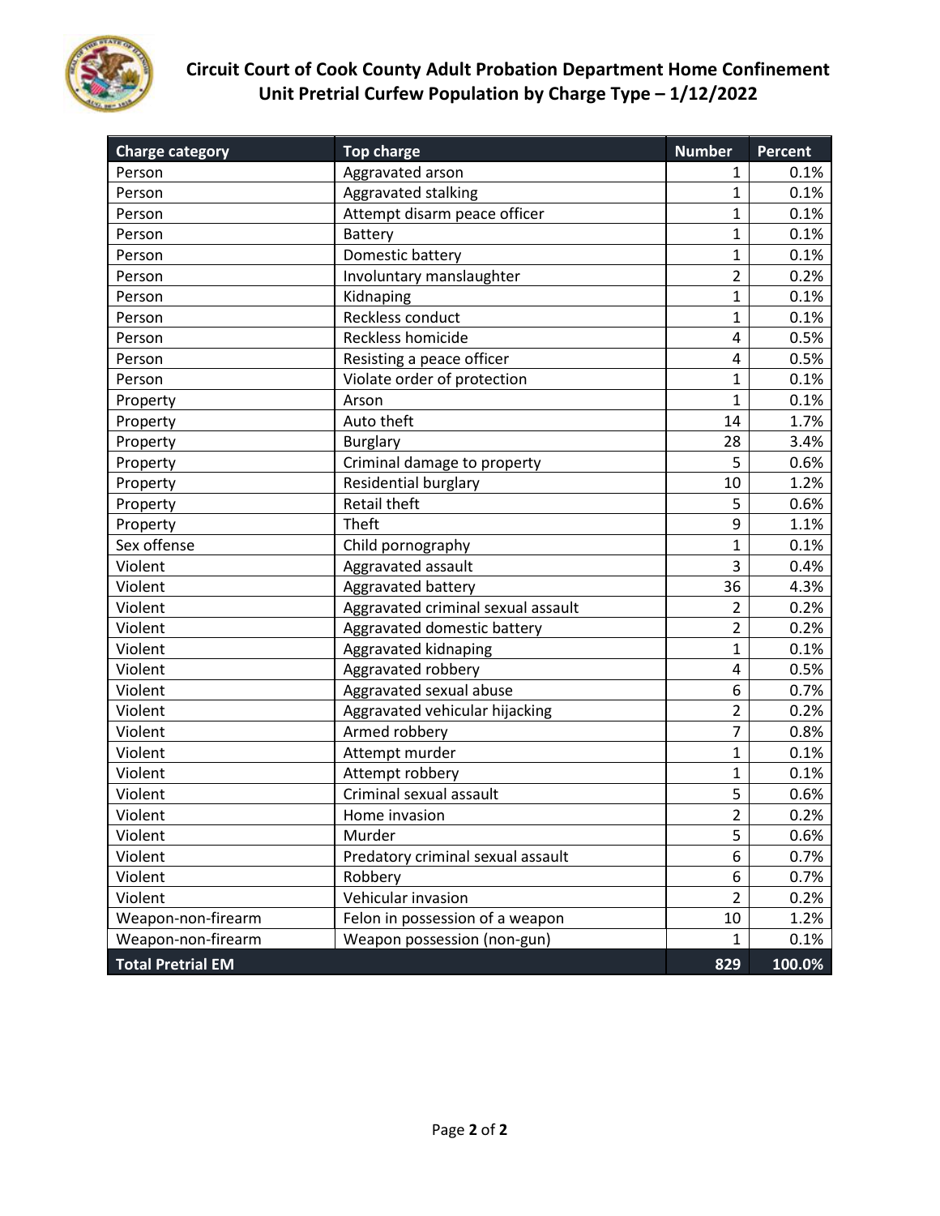## Circuit Court of Cook County Adult Probation Department Home Confinement Unit Pretrial Curfew Population by Charge Type – 1/12/2022

| Charge category | Top charge | Number | Percent |
|---|---|---|---|
| Person | Aggravated arson | 1 | 0.1% |
| Person | Aggravated stalking | 1 | 0.1% |
| Person | Attempt disarm peace officer | 1 | 0.1% |
| Person | Battery | 1 | 0.1% |
| Person | Domestic battery | 1 | 0.1% |
| Person | Involuntary manslaughter | 2 | 0.2% |
| Person | Kidnaping | 1 | 0.1% |
| Person | Reckless conduct | 1 | 0.1% |
| Person | Reckless homicide | 4 | 0.5% |
| Person | Resisting a peace officer | 4 | 0.5% |
| Person | Violate order of protection | 1 | 0.1% |
| Property | Arson | 1 | 0.1% |
| Property | Auto theft | 14 | 1.7% |
| Property | Burglary | 28 | 3.4% |
| Property | Criminal damage to property | 5 | 0.6% |
| Property | Residential burglary | 10 | 1.2% |
| Property | Retail theft | 5 | 0.6% |
| Property | Theft | 9 | 1.1% |
| Sex offense | Child pornography | 1 | 0.1% |
| Violent | Aggravated assault | 3 | 0.4% |
| Violent | Aggravated battery | 36 | 4.3% |
| Violent | Aggravated criminal sexual assault | 2 | 0.2% |
| Violent | Aggravated domestic battery | 2 | 0.2% |
| Violent | Aggravated kidnaping | 1 | 0.1% |
| Violent | Aggravated robbery | 4 | 0.5% |
| Violent | Aggravated sexual abuse | 6 | 0.7% |
| Violent | Aggravated vehicular hijacking | 2 | 0.2% |
| Violent | Armed robbery | 7 | 0.8% |
| Violent | Attempt murder | 1 | 0.1% |
| Violent | Attempt robbery | 1 | 0.1% |
| Violent | Criminal sexual assault | 5 | 0.6% |
| Violent | Home invasion | 2 | 0.2% |
| Violent | Murder | 5 | 0.6% |
| Violent | Predatory criminal sexual assault | 6 | 0.7% |
| Violent | Robbery | 6 | 0.7% |
| Violent | Vehicular invasion | 2 | 0.2% |
| Weapon-non-firearm | Felon in possession of a weapon | 10 | 1.2% |
| Weapon-non-firearm | Weapon possession (non-gun) | 1 | 0.1% |
| **Total Pretrial EM** | | **829** | **100.0%** |